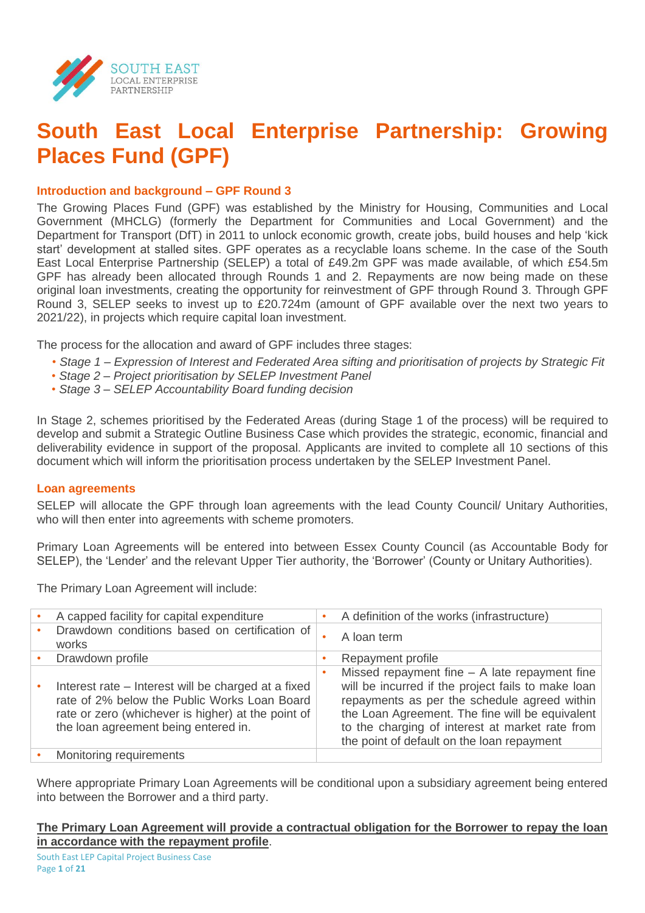SOUTH EAST
LOCAL ENTERPRISE
PARTNERSHIP

# South East Local Enterprise Partnership: Growing Places Fund (GPF)

### Introduction and background – GPF Round 3

The Growing Places Fund (GPF) was established by the Ministry for Housing, Communities and Local Government (MHCLG) (formerly the Department for Communities and Local Government) and the Department for Transport (DfT) in 2011 to unlock economic growth, create jobs, build houses and help 'kick start' development at stalled sites. GPF operates as a recyclable loans scheme. In the case of the South East Local Enterprise Partnership (SELEP) a total of £49.2m GPF was made available, of which £54.5m GPF has already been allocated through Rounds 1 and 2. Repayments are now being made on these original loan investments, creating the opportunity for reinvestment of GPF through Round 3. Through GPF Round 3, SELEP seeks to invest up to £20.724m (amount of GPF available over the next two years to 2021/22), in projects which require capital loan investment.

The process for the allocation and award of GPF includes three stages:

- *Stage 1 – Expression of Interest and Federated Area sifting and prioritisation of projects by Strategic Fit*
- *Stage 2 – Project prioritisation by SELEP Investment Panel*
- *Stage 3 – SELEP Accountability Board funding decision*

In Stage 2, schemes prioritised by the Federated Areas (during Stage 1 of the process) will be required to develop and submit a Strategic Outline Business Case which provides the strategic, economic, financial and deliverability evidence in support of the proposal. Applicants are invited to complete all 10 sections of this document which will inform the prioritisation process undertaken by the SELEP Investment Panel.

### Loan agreements

SELEP will allocate the GPF through loan agreements with the lead County Council/ Unitary Authorities, who will then enter into agreements with scheme promoters.

Primary Loan Agreements will be entered into between Essex County Council (as Accountable Body for SELEP), the 'Lender' and the relevant Upper Tier authority, the 'Borrower' (County or Unitary Authorities).

The Primary Loan Agreement will include:

| | |
|---|---|
| • A capped facility for capital expenditure | • A definition of the works (infrastructure) |
| • Drawdown conditions based on certification of works | • A loan term |
| • Drawdown profile | • Repayment profile |
| • Interest rate – Interest will be charged at a fixed rate of 2% below the Public Works Loan Board rate or zero (whichever is higher) at the point of the loan agreement being entered in. | • Missed repayment fine – A late repayment fine will be incurred if the project fails to make loan repayments as per the schedule agreed within the Loan Agreement. The fine will be equivalent to the charging of interest at market rate from the point of default on the loan repayment |
| • Monitoring requirements | |

Where appropriate Primary Loan Agreements will be conditional upon a subsidiary agreement being entered into between the Borrower and a third party.

**The Primary Loan Agreement will provide a contractual obligation for the Borrower to repay the loan in accordance with the repayment profile**.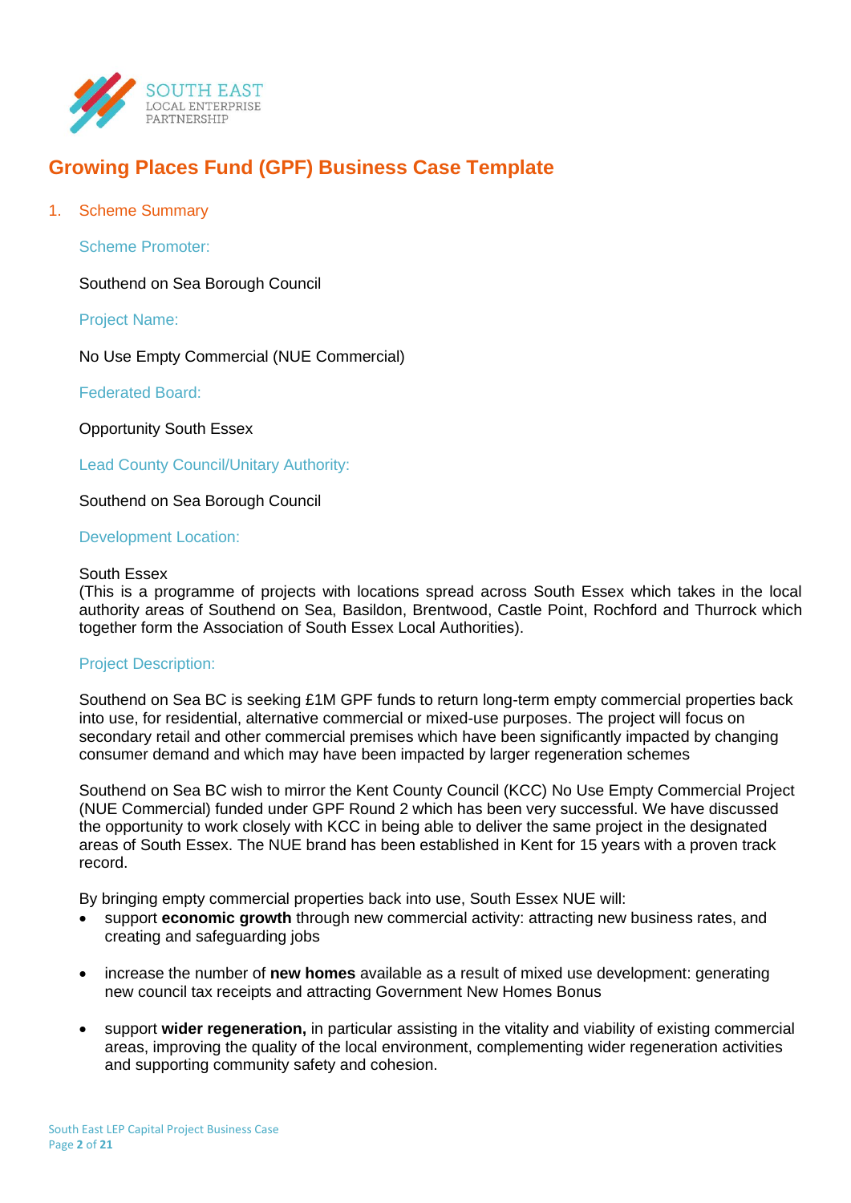# Growing Places Fund (GPF) Business Case Template

## 1. Scheme Summary

### Scheme Promoter:

Southend on Sea Borough Council

### Project Name:

No Use Empty Commercial (NUE Commercial)

### Federated Board:

Opportunity South Essex

### Lead County Council/Unitary Authority:

Southend on Sea Borough Council

### Development Location:

South Essex
(This is a programme of projects with locations spread across South Essex which takes in the local authority areas of Southend on Sea, Basildon, Brentwood, Castle Point, Rochford and Thurrock which together form the Association of South Essex Local Authorities).

### Project Description:

Southend on Sea BC is seeking £1M GPF funds to return long-term empty commercial properties back into use, for residential, alternative commercial or mixed-use purposes. The project will focus on secondary retail and other commercial premises which have been significantly impacted by changing consumer demand and which may have been impacted by larger regeneration schemes

Southend on Sea BC wish to mirror the Kent County Council (KCC) No Use Empty Commercial Project (NUE Commercial) funded under GPF Round 2 which has been very successful. We have discussed the opportunity to work closely with KCC in being able to deliver the same project in the designated areas of South Essex. The NUE brand has been established in Kent for 15 years with a proven track record.

By bringing empty commercial properties back into use, South Essex NUE will:

- support **economic growth** through new commercial activity: attracting new business rates, and creating and safeguarding jobs
- increase the number of **new homes** available as a result of mixed use development: generating new council tax receipts and attracting Government New Homes Bonus
- support **wider regeneration,** in particular assisting in the vitality and viability of existing commercial areas, improving the quality of the local environment, complementing wider regeneration activities and supporting community safety and cohesion.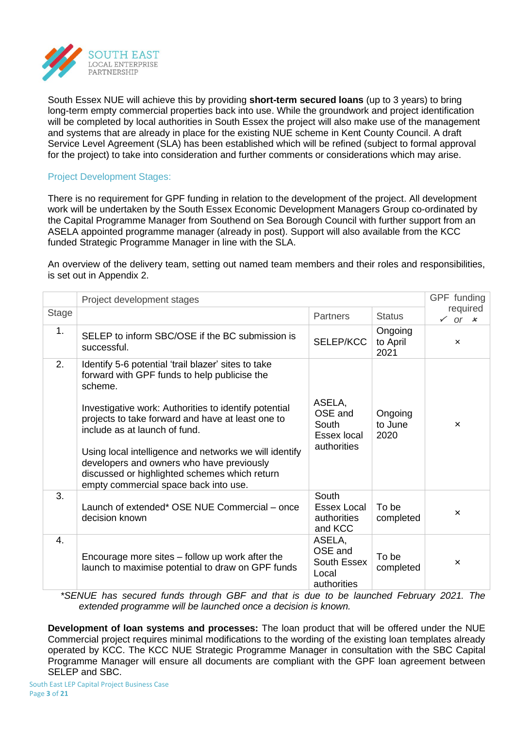South Essex NUE will achieve this by providing **short-term secured loans** (up to 3 years) to bring long-term empty commercial properties back into use. While the groundwork and project identification will be completed by local authorities in South Essex the project will also make use of the management and systems that are already in place for the existing NUE scheme in Kent County Council. A draft Service Level Agreement (SLA) has been established which will be refined (subject to formal approval for the project) to take into consideration and further comments or considerations which may arise.

### Project Development Stages:

There is no requirement for GPF funding in relation to the development of the project. All development work will be undertaken by the South Essex Economic Development Managers Group co-ordinated by the Capital Programme Manager from Southend on Sea Borough Council with further support from an ASELA appointed programme manager (already in post). Support will also available from the KCC funded Strategic Programme Manager in line with the SLA.

An overview of the delivery team, setting out named team members and their roles and responsibilities, is set out in Appendix 2.

| Stage | Project development stages | Partners | Status | GPF funding required ✓ or ✗ |
|---|---|---|---|---|
| 1. | SELEP to inform SBC/OSE if the BC submission is successful. | SELEP/KCC | Ongoing to April 2021 | × |
| 2. | Identify 5-6 potential 'trail blazer' sites to take forward with GPF funds to help publicise the scheme.<br><br>Investigative work: Authorities to identify potential projects to take forward and have at least one to include as at launch of fund.<br><br>Using local intelligence and networks we will identify developers and owners who have previously discussed or highlighted schemes which return empty commercial space back into use. | ASELA, OSE and South Essex local authorities | Ongoing to June 2020 | × |
| 3. | Launch of extended* OSE NUE Commercial – once decision known | South Essex Local authorities and KCC | To be completed | × |
| 4. | Encourage more sites – follow up work after the launch to maximise potential to draw on GPF funds | ASELA, OSE and South Essex Local authorities | To be completed | × |

*\*SENUE has secured funds through GBF and that is due to be launched February 2021. The extended programme will be launched once a decision is known.*

**Development of loan systems and processes:** The loan product that will be offered under the NUE Commercial project requires minimal modifications to the wording of the existing loan templates already operated by KCC. The KCC NUE Strategic Programme Manager in consultation with the SBC Capital Programme Manager will ensure all documents are compliant with the GPF loan agreement between SELEP and SBC.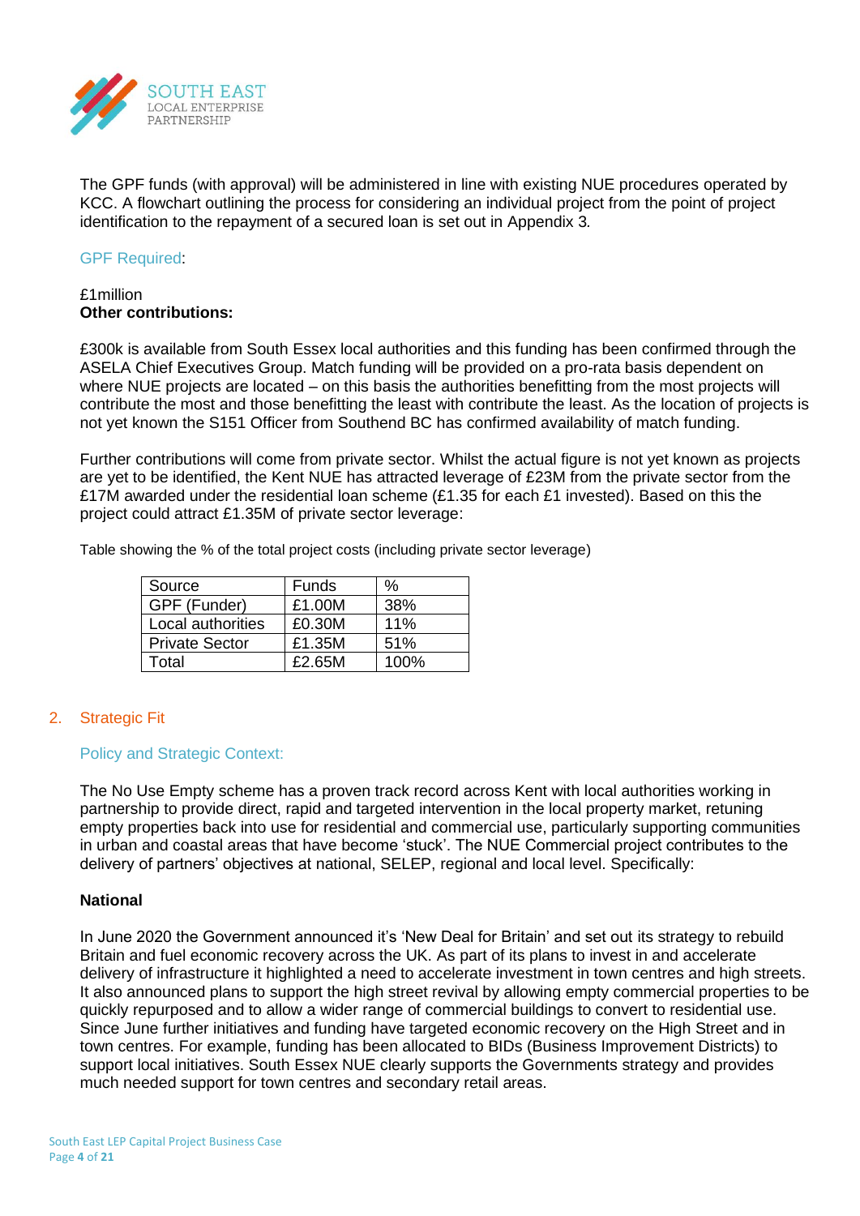The GPF funds (with approval) will be administered in line with existing NUE procedures operated by KCC. A flowchart outlining the process for considering an individual project from the point of project identification to the repayment of a secured loan is set out in Appendix 3.

GPF Required:

£1million

**Other contributions:**

£300k is available from South Essex local authorities and this funding has been confirmed through the ASELA Chief Executives Group. Match funding will be provided on a pro-rata basis dependent on where NUE projects are located – on this basis the authorities benefitting from the most projects will contribute the most and those benefitting the least with contribute the least. As the location of projects is not yet known the S151 Officer from Southend BC has confirmed availability of match funding.

Further contributions will come from private sector. Whilst the actual figure is not yet known as projects are yet to be identified, the Kent NUE has attracted leverage of £23M from the private sector from the £17M awarded under the residential loan scheme (£1.35 for each £1 invested). Based on this the project could attract £1.35M of private sector leverage:

Table showing the % of the total project costs (including private sector leverage)

| Source | Funds | % |
|---|---|---|
| GPF (Funder) | £1.00M | 38% |
| Local authorities | £0.30M | 11% |
| Private Sector | £1.35M | 51% |
| Total | £2.65M | 100% |

## 2. Strategic Fit

### Policy and Strategic Context:

The No Use Empty scheme has a proven track record across Kent with local authorities working in partnership to provide direct, rapid and targeted intervention in the local property market, retuning empty properties back into use for residential and commercial use, particularly supporting communities in urban and coastal areas that have become 'stuck'. The NUE Commercial project contributes to the delivery of partners' objectives at national, SELEP, regional and local level. Specifically:

**National**

In June 2020 the Government announced it's 'New Deal for Britain' and set out its strategy to rebuild Britain and fuel economic recovery across the UK. As part of its plans to invest in and accelerate delivery of infrastructure it highlighted a need to accelerate investment in town centres and high streets. It also announced plans to support the high street revival by allowing empty commercial properties to be quickly repurposed and to allow a wider range of commercial buildings to convert to residential use. Since June further initiatives and funding have targeted economic recovery on the High Street and in town centres. For example, funding has been allocated to BIDs (Business Improvement Districts) to support local initiatives. South Essex NUE clearly supports the Governments strategy and provides much needed support for town centres and secondary retail areas.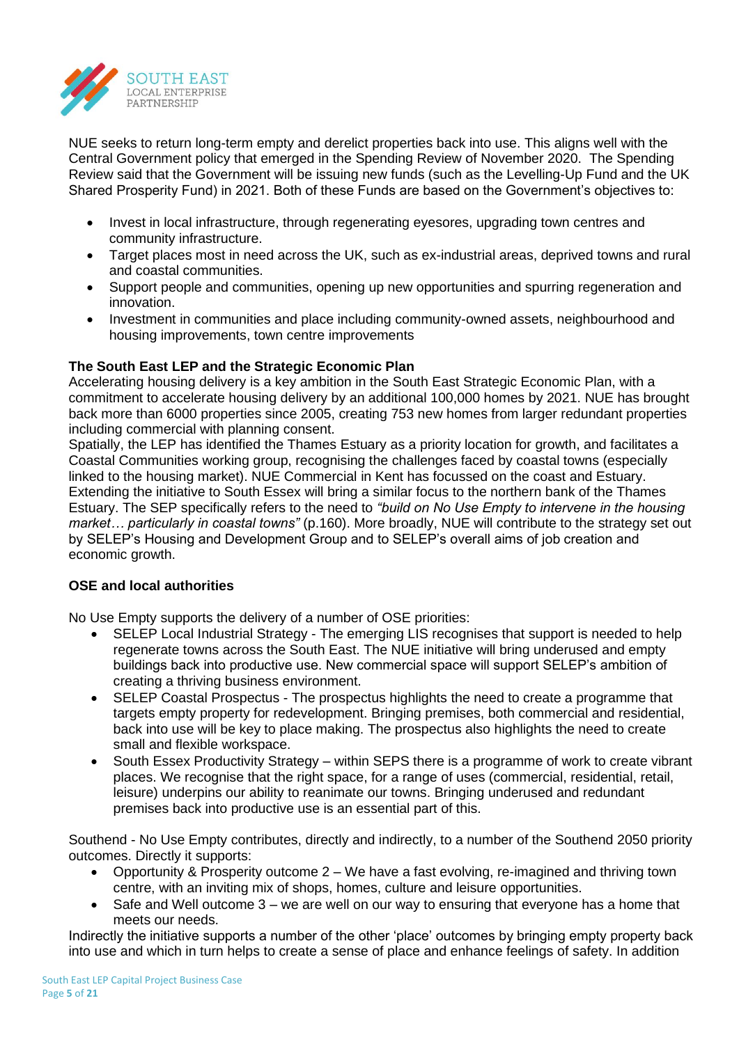NUE seeks to return long-term empty and derelict properties back into use. This aligns well with the Central Government policy that emerged in the Spending Review of November 2020. The Spending Review said that the Government will be issuing new funds (such as the Levelling-Up Fund and the UK Shared Prosperity Fund) in 2021. Both of these Funds are based on the Government's objectives to:

- Invest in local infrastructure, through regenerating eyesores, upgrading town centres and community infrastructure.
- Target places most in need across the UK, such as ex-industrial areas, deprived towns and rural and coastal communities.
- Support people and communities, opening up new opportunities and spurring regeneration and innovation.
- Investment in communities and place including community-owned assets, neighbourhood and housing improvements, town centre improvements

**The South East LEP and the Strategic Economic Plan**

Accelerating housing delivery is a key ambition in the South East Strategic Economic Plan, with a commitment to accelerate housing delivery by an additional 100,000 homes by 2021. NUE has brought back more than 6000 properties since 2005, creating 753 new homes from larger redundant properties including commercial with planning consent.

Spatially, the LEP has identified the Thames Estuary as a priority location for growth, and facilitates a Coastal Communities working group, recognising the challenges faced by coastal towns (especially linked to the housing market). NUE Commercial in Kent has focussed on the coast and Estuary. Extending the initiative to South Essex will bring a similar focus to the northern bank of the Thames Estuary. The SEP specifically refers to the need to *"build on No Use Empty to intervene in the housing market… particularly in coastal towns"* (p.160). More broadly, NUE will contribute to the strategy set out by SELEP's Housing and Development Group and to SELEP's overall aims of job creation and economic growth.

**OSE and local authorities**

No Use Empty supports the delivery of a number of OSE priorities:

- SELEP Local Industrial Strategy - The emerging LIS recognises that support is needed to help regenerate towns across the South East. The NUE initiative will bring underused and empty buildings back into productive use. New commercial space will support SELEP's ambition of creating a thriving business environment.
- SELEP Coastal Prospectus - The prospectus highlights the need to create a programme that targets empty property for redevelopment. Bringing premises, both commercial and residential, back into use will be key to place making. The prospectus also highlights the need to create small and flexible workspace.
- South Essex Productivity Strategy – within SEPS there is a programme of work to create vibrant places. We recognise that the right space, for a range of uses (commercial, residential, retail, leisure) underpins our ability to reanimate our towns. Bringing underused and redundant premises back into productive use is an essential part of this.

Southend - No Use Empty contributes, directly and indirectly, to a number of the Southend 2050 priority outcomes. Directly it supports:

- Opportunity & Prosperity outcome 2 – We have a fast evolving, re-imagined and thriving town centre, with an inviting mix of shops, homes, culture and leisure opportunities.
- Safe and Well outcome 3 – we are well on our way to ensuring that everyone has a home that meets our needs.

Indirectly the initiative supports a number of the other 'place' outcomes by bringing empty property back into use and which in turn helps to create a sense of place and enhance feelings of safety. In addition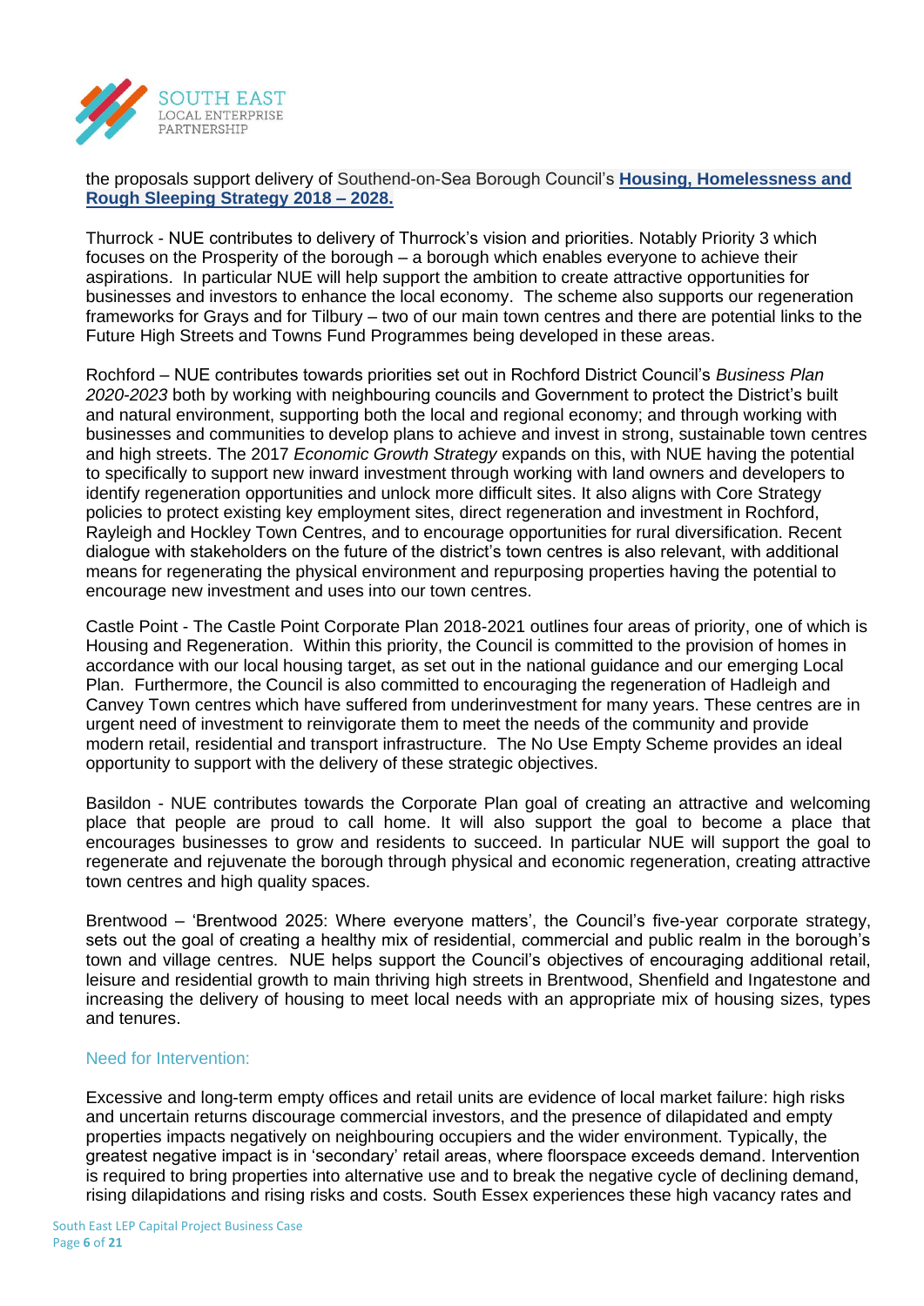the proposals support delivery of Southend-on-Sea Borough Council's **Housing, Homelessness and Rough Sleeping Strategy 2018 – 2028.**

Thurrock - NUE contributes to delivery of Thurrock's vision and priorities. Notably Priority 3 which focuses on the Prosperity of the borough – a borough which enables everyone to achieve their aspirations. In particular NUE will help support the ambition to create attractive opportunities for businesses and investors to enhance the local economy. The scheme also supports our regeneration frameworks for Grays and for Tilbury – two of our main town centres and there are potential links to the Future High Streets and Towns Fund Programmes being developed in these areas.

Rochford – NUE contributes towards priorities set out in Rochford District Council's *Business Plan 2020-2023* both by working with neighbouring councils and Government to protect the District's built and natural environment, supporting both the local and regional economy; and through working with businesses and communities to develop plans to achieve and invest in strong, sustainable town centres and high streets. The 2017 *Economic Growth Strategy* expands on this, with NUE having the potential to specifically to support new inward investment through working with land owners and developers to identify regeneration opportunities and unlock more difficult sites. It also aligns with Core Strategy policies to protect existing key employment sites, direct regeneration and investment in Rochford, Rayleigh and Hockley Town Centres, and to encourage opportunities for rural diversification. Recent dialogue with stakeholders on the future of the district's town centres is also relevant, with additional means for regenerating the physical environment and repurposing properties having the potential to encourage new investment and uses into our town centres.

Castle Point - The Castle Point Corporate Plan 2018-2021 outlines four areas of priority, one of which is Housing and Regeneration. Within this priority, the Council is committed to the provision of homes in accordance with our local housing target, as set out in the national guidance and our emerging Local Plan. Furthermore, the Council is also committed to encouraging the regeneration of Hadleigh and Canvey Town centres which have suffered from underinvestment for many years. These centres are in urgent need of investment to reinvigorate them to meet the needs of the community and provide modern retail, residential and transport infrastructure. The No Use Empty Scheme provides an ideal opportunity to support with the delivery of these strategic objectives.

Basildon - NUE contributes towards the Corporate Plan goal of creating an attractive and welcoming place that people are proud to call home. It will also support the goal to become a place that encourages businesses to grow and residents to succeed. In particular NUE will support the goal to regenerate and rejuvenate the borough through physical and economic regeneration, creating attractive town centres and high quality spaces.

Brentwood – 'Brentwood 2025: Where everyone matters', the Council's five-year corporate strategy, sets out the goal of creating a healthy mix of residential, commercial and public realm in the borough's town and village centres. NUE helps support the Council's objectives of encouraging additional retail, leisure and residential growth to main thriving high streets in Brentwood, Shenfield and Ingatestone and increasing the delivery of housing to meet local needs with an appropriate mix of housing sizes, types and tenures.

## Need for Intervention:

Excessive and long-term empty offices and retail units are evidence of local market failure: high risks and uncertain returns discourage commercial investors, and the presence of dilapidated and empty properties impacts negatively on neighbouring occupiers and the wider environment. Typically, the greatest negative impact is in 'secondary' retail areas, where floorspace exceeds demand. Intervention is required to bring properties into alternative use and to break the negative cycle of declining demand, rising dilapidations and rising risks and costs. South Essex experiences these high vacancy rates and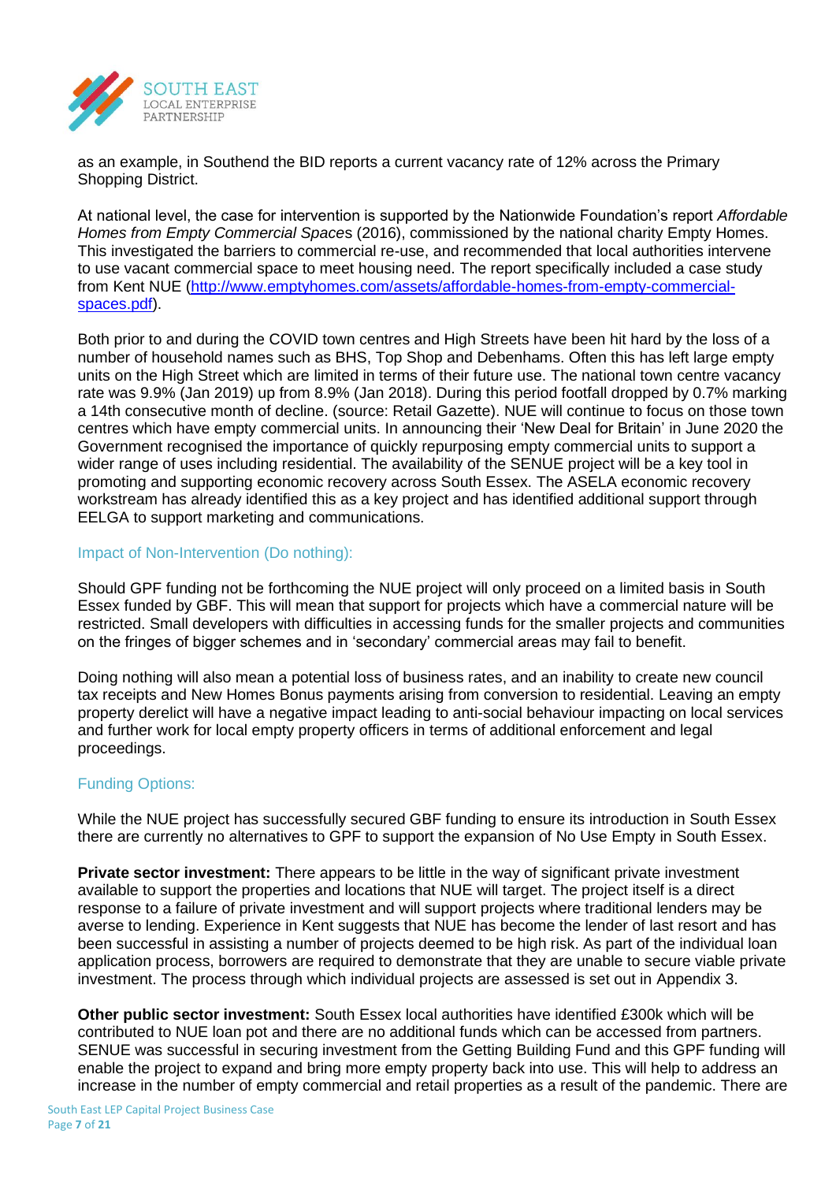as an example, in Southend the BID reports a current vacancy rate of 12% across the Primary Shopping District.

At national level, the case for intervention is supported by the Nationwide Foundation's report *Affordable Homes from Empty Commercial Space*s (2016), commissioned by the national charity Empty Homes. This investigated the barriers to commercial re-use, and recommended that local authorities intervene to use vacant commercial space to meet housing need. The report specifically included a case study from Kent NUE ([http://www.emptyhomes.com/assets/affordable-homes-from-empty-commercial-spaces.pdf](http://www.emptyhomes.com/assets/affordable-homes-from-empty-commercial-spaces.pdf)).

Both prior to and during the COVID town centres and High Streets have been hit hard by the loss of a number of household names such as BHS, Top Shop and Debenhams. Often this has left large empty units on the High Street which are limited in terms of their future use. The national town centre vacancy rate was 9.9% (Jan 2019) up from 8.9% (Jan 2018). During this period footfall dropped by 0.7% marking a 14th consecutive month of decline. (source: Retail Gazette). NUE will continue to focus on those town centres which have empty commercial units. In announcing their 'New Deal for Britain' in June 2020 the Government recognised the importance of quickly repurposing empty commercial units to support a wider range of uses including residential. The availability of the SENUE project will be a key tool in promoting and supporting economic recovery across South Essex. The ASELA economic recovery workstream has already identified this as a key project and has identified additional support through EELGA to support marketing and communications.

### Impact of Non-Intervention (Do nothing):

Should GPF funding not be forthcoming the NUE project will only proceed on a limited basis in South Essex funded by GBF. This will mean that support for projects which have a commercial nature will be restricted. Small developers with difficulties in accessing funds for the smaller projects and communities on the fringes of bigger schemes and in 'secondary' commercial areas may fail to benefit.

Doing nothing will also mean a potential loss of business rates, and an inability to create new council tax receipts and New Homes Bonus payments arising from conversion to residential. Leaving an empty property derelict will have a negative impact leading to anti-social behaviour impacting on local services and further work for local empty property officers in terms of additional enforcement and legal proceedings.

### Funding Options:

While the NUE project has successfully secured GBF funding to ensure its introduction in South Essex there are currently no alternatives to GPF to support the expansion of No Use Empty in South Essex.

**Private sector investment:** There appears to be little in the way of significant private investment available to support the properties and locations that NUE will target. The project itself is a direct response to a failure of private investment and will support projects where traditional lenders may be averse to lending. Experience in Kent suggests that NUE has become the lender of last resort and has been successful in assisting a number of projects deemed to be high risk. As part of the individual loan application process, borrowers are required to demonstrate that they are unable to secure viable private investment. The process through which individual projects are assessed is set out in Appendix 3.

**Other public sector investment:** South Essex local authorities have identified £300k which will be contributed to NUE loan pot and there are no additional funds which can be accessed from partners. SENUE was successful in securing investment from the Getting Building Fund and this GPF funding will enable the project to expand and bring more empty property back into use. This will help to address an increase in the number of empty commercial and retail properties as a result of the pandemic. There are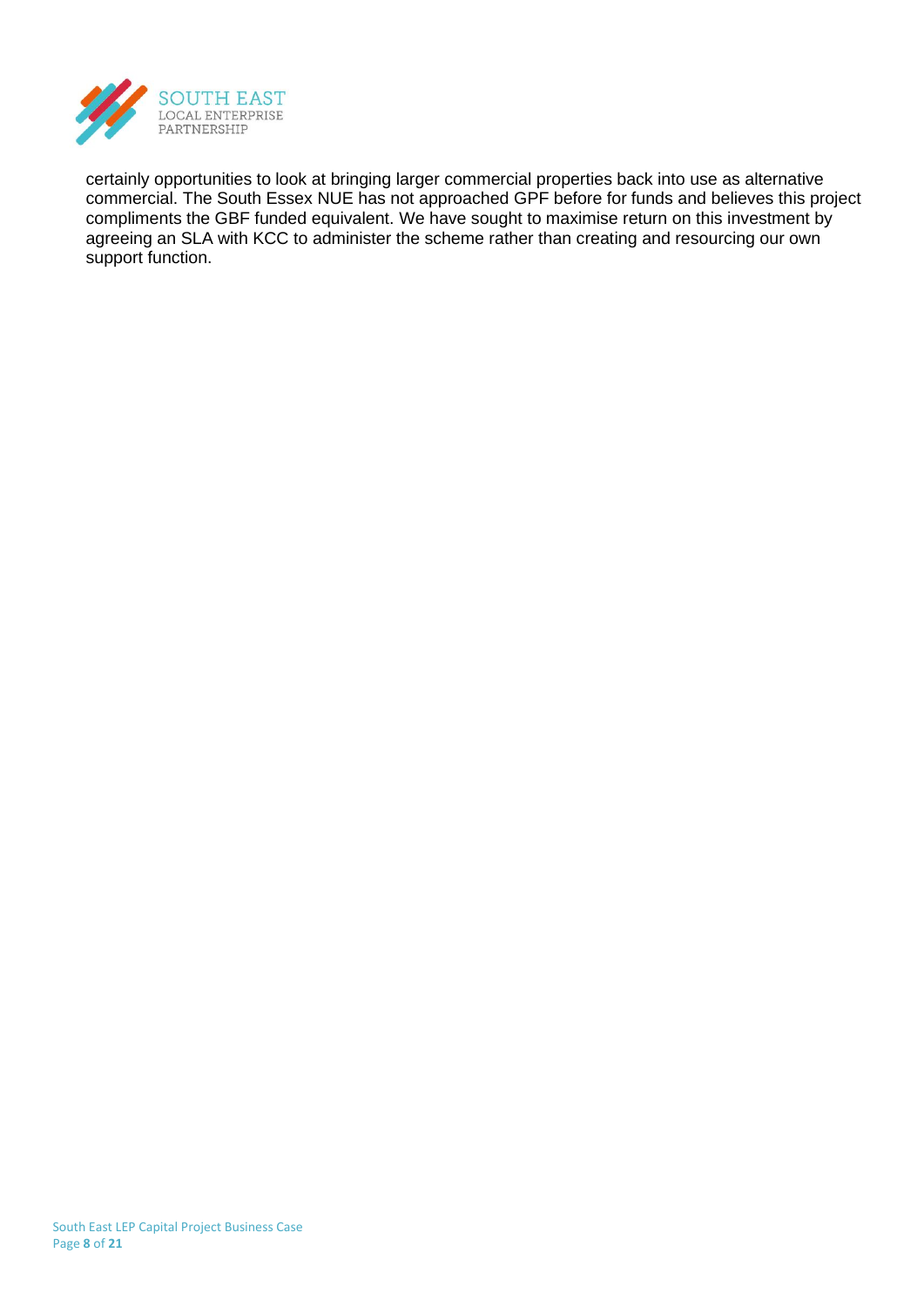certainly opportunities to look at bringing larger commercial properties back into use as alternative commercial. The South Essex NUE has not approached GPF before for funds and believes this project compliments the GBF funded equivalent. We have sought to maximise return on this investment by agreeing an SLA with KCC to administer the scheme rather than creating and resourcing our own support function.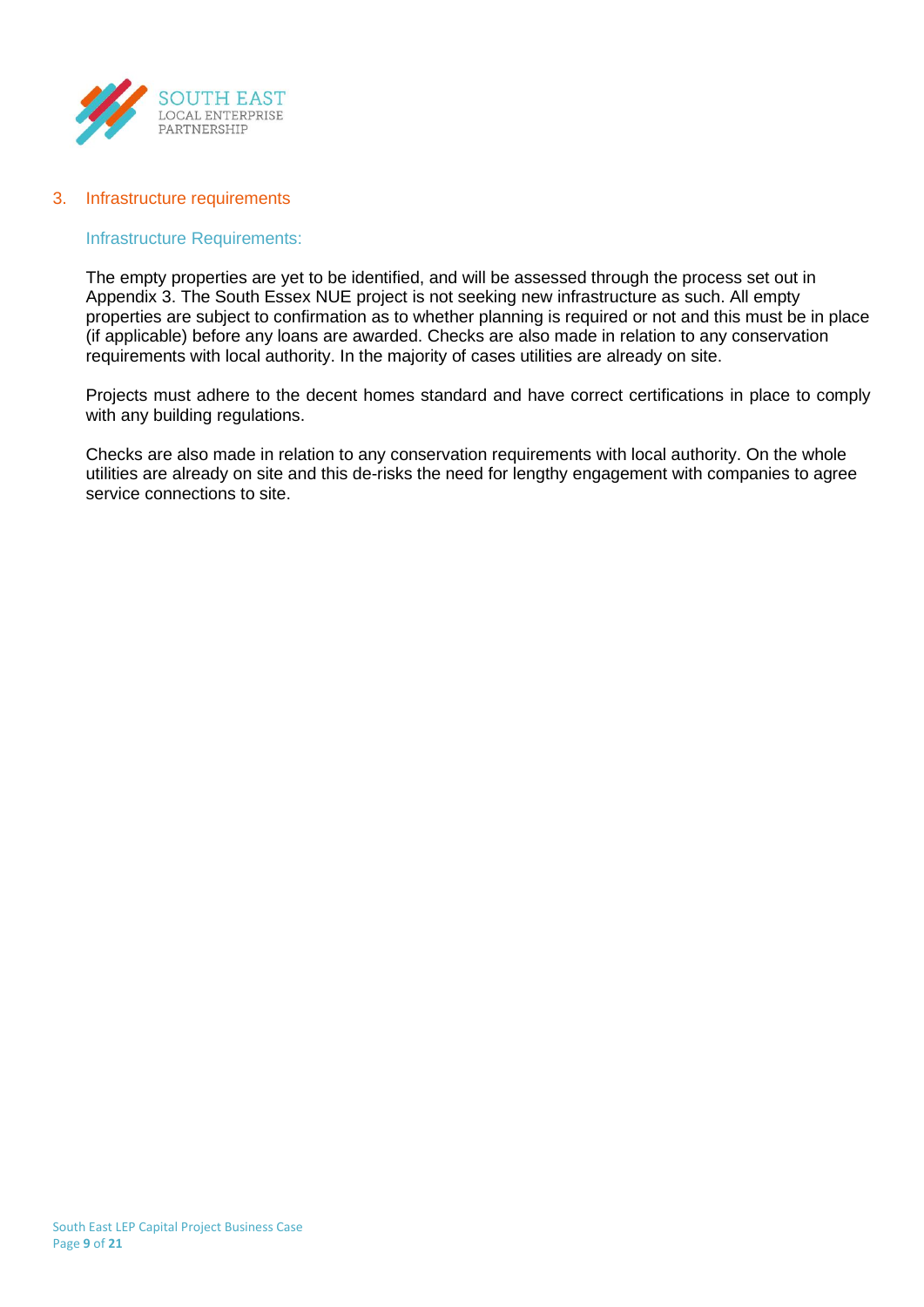## 3. Infrastructure requirements

### Infrastructure Requirements:

The empty properties are yet to be identified, and will be assessed through the process set out in Appendix 3. The South Essex NUE project is not seeking new infrastructure as such. All empty properties are subject to confirmation as to whether planning is required or not and this must be in place (if applicable) before any loans are awarded. Checks are also made in relation to any conservation requirements with local authority. In the majority of cases utilities are already on site.

Projects must adhere to the decent homes standard and have correct certifications in place to comply with any building regulations.

Checks are also made in relation to any conservation requirements with local authority. On the whole utilities are already on site and this de-risks the need for lengthy engagement with companies to agree service connections to site.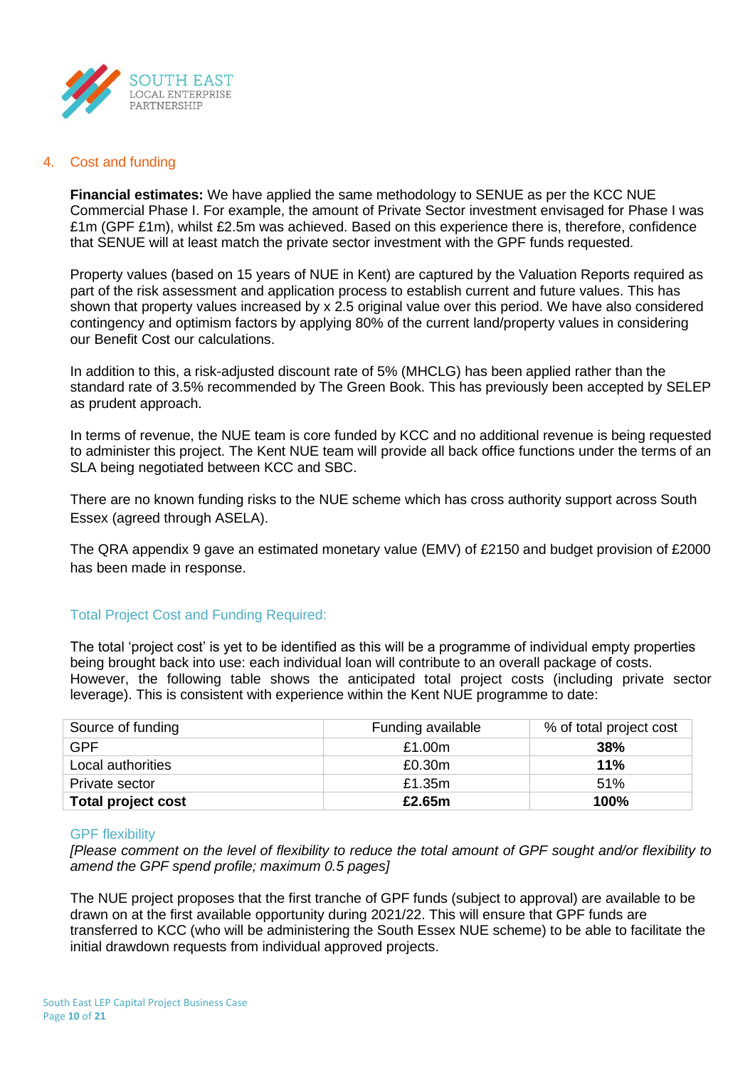## 4. Cost and funding

**Financial estimates:** We have applied the same methodology to SENUE as per the KCC NUE Commercial Phase I. For example, the amount of Private Sector investment envisaged for Phase I was £1m (GPF £1m), whilst £2.5m was achieved. Based on this experience there is, therefore, confidence that SENUE will at least match the private sector investment with the GPF funds requested.

Property values (based on 15 years of NUE in Kent) are captured by the Valuation Reports required as part of the risk assessment and application process to establish current and future values. This has shown that property values increased by x 2.5 original value over this period. We have also considered contingency and optimism factors by applying 80% of the current land/property values in considering our Benefit Cost our calculations.

In addition to this, a risk-adjusted discount rate of 5% (MHCLG) has been applied rather than the standard rate of 3.5% recommended by The Green Book. This has previously been accepted by SELEP as prudent approach.

In terms of revenue, the NUE team is core funded by KCC and no additional revenue is being requested to administer this project. The Kent NUE team will provide all back office functions under the terms of an SLA being negotiated between KCC and SBC.

There are no known funding risks to the NUE scheme which has cross authority support across South Essex (agreed through ASELA).

The QRA appendix 9 gave an estimated monetary value (EMV) of £2150 and budget provision of £2000 has been made in response.

### Total Project Cost and Funding Required:

The total 'project cost' is yet to be identified as this will be a programme of individual empty properties being brought back into use: each individual loan will contribute to an overall package of costs. However, the following table shows the anticipated total project costs (including private sector leverage). This is consistent with experience within the Kent NUE programme to date:

| Source of funding | Funding available | % of total project cost |
|---|---|---|
| GPF | £1.00m | **38%** |
| Local authorities | £0.30m | **11%** |
| Private sector | £1.35m | 51% |
| **Total project cost** | **£2.65m** | **100%** |

### GPF flexibility

*[Please comment on the level of flexibility to reduce the total amount of GPF sought and/or flexibility to amend the GPF spend profile; maximum 0.5 pages]*

The NUE project proposes that the first tranche of GPF funds (subject to approval) are available to be drawn on at the first available opportunity during 2021/22. This will ensure that GPF funds are transferred to KCC (who will be administering the South Essex NUE scheme) to be able to facilitate the initial drawdown requests from individual approved projects.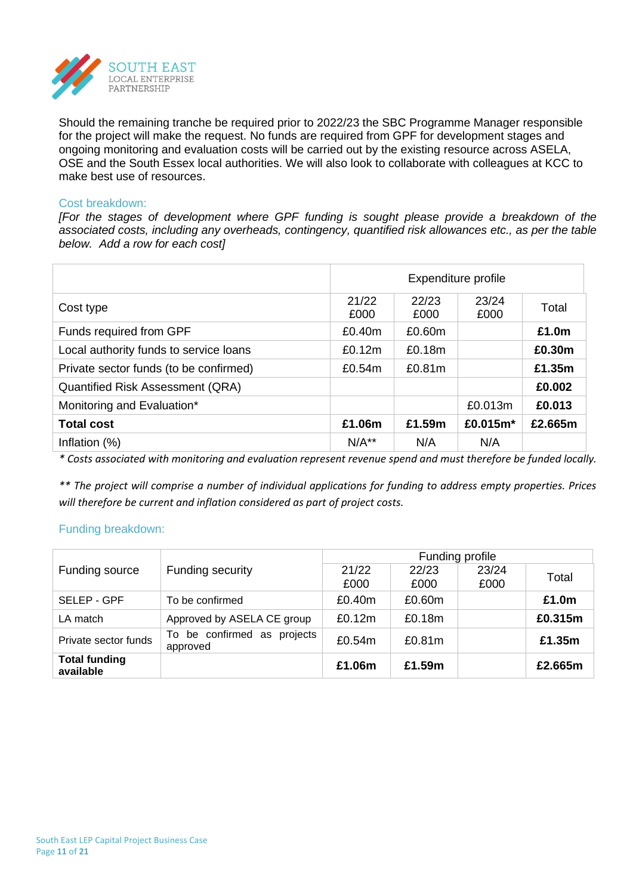Should the remaining tranche be required prior to 2022/23 the SBC Programme Manager responsible for the project will make the request. No funds are required from GPF for development stages and ongoing monitoring and evaluation costs will be carried out by the existing resource across ASELA, OSE and the South Essex local authorities. We will also look to collaborate with colleagues at KCC to make best use of resources.

### Cost breakdown:

*[For the stages of development where GPF funding is sought please provide a breakdown of the associated costs, including any overheads, contingency, quantified risk allowances etc., as per the table below. Add a row for each cost]*

| | Expenditure profile | | | |
|---|---|---|---|---|
| Cost type | 21/22 £000 | 22/23 £000 | 23/24 £000 | Total |
| Funds required from GPF | £0.40m | £0.60m | | **£1.0m** |
| Local authority funds to service loans | £0.12m | £0.18m | | **£0.30m** |
| Private sector funds (to be confirmed) | £0.54m | £0.81m | | **£1.35m** |
| Quantified Risk Assessment (QRA) | | | | **£0.002** |
| Monitoring and Evaluation* | | | £0.013m | **£0.013** |
| **Total cost** | **£1.06m** | **£1.59m** | **£0.015m*** | **£2.665m** |
| Inflation (%) | N/A** | N/A | N/A | |

*\* Costs associated with monitoring and evaluation represent revenue spend and must therefore be funded locally.*

*\*\* The project will comprise a number of individual applications for funding to address empty properties. Prices will therefore be current and inflation considered as part of project costs.*

### Funding breakdown:

| Funding source | Funding security | Funding profile | | | |
|---|---|---|---|---|---|
| | | 21/22 £000 | 22/23 £000 | 23/24 £000 | Total |
| SELEP - GPF | To be confirmed | £0.40m | £0.60m | | **£1.0m** |
| LA match | Approved by ASELA CE group | £0.12m | £0.18m | | **£0.315m** |
| Private sector funds | To be confirmed as projects approved | £0.54m | £0.81m | | **£1.35m** |
| **Total funding available** | | **£1.06m** | **£1.59m** | | **£2.665m** |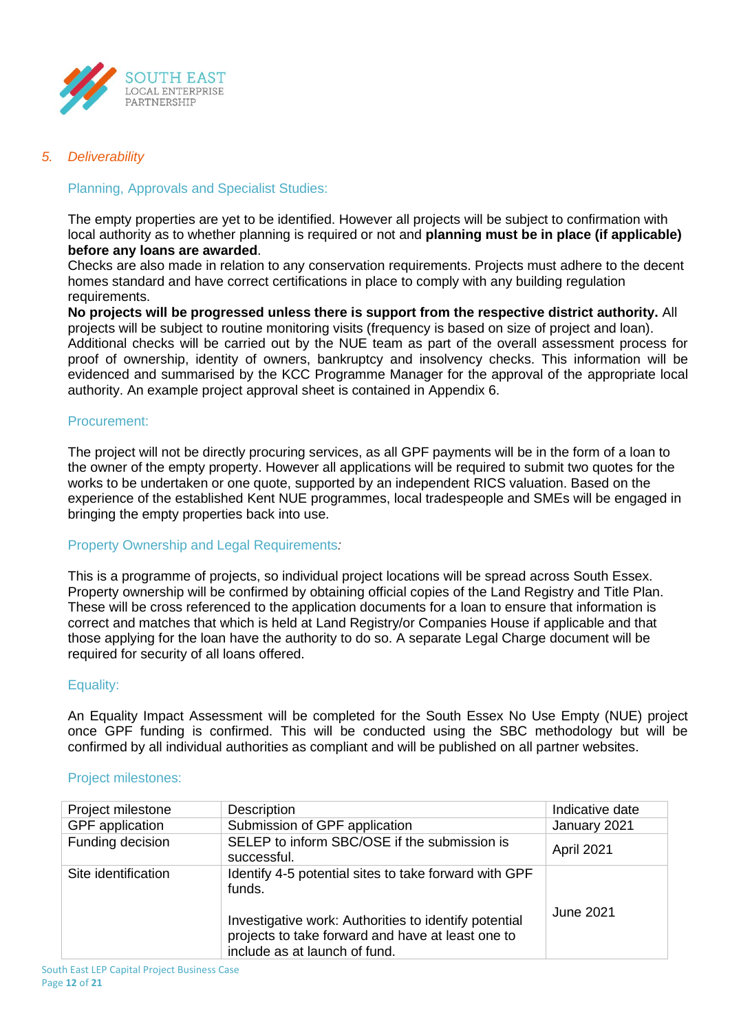## *5. Deliverability*

### Planning, Approvals and Specialist Studies:

The empty properties are yet to be identified. However all projects will be subject to confirmation with local authority as to whether planning is required or not and **planning must be in place (if applicable) before any loans are awarded**.
Checks are also made in relation to any conservation requirements. Projects must adhere to the decent homes standard and have correct certifications in place to comply with any building regulation requirements.
**No projects will be progressed unless there is support from the respective district authority.** All projects will be subject to routine monitoring visits (frequency is based on size of project and loan).
Additional checks will be carried out by the NUE team as part of the overall assessment process for proof of ownership, identity of owners, bankruptcy and insolvency checks. This information will be evidenced and summarised by the KCC Programme Manager for the approval of the appropriate local authority. An example project approval sheet is contained in Appendix 6.

### Procurement:

The project will not be directly procuring services, as all GPF payments will be in the form of a loan to the owner of the empty property. However all applications will be required to submit two quotes for the works to be undertaken or one quote, supported by an independent RICS valuation. Based on the experience of the established Kent NUE programmes, local tradespeople and SMEs will be engaged in bringing the empty properties back into use.

### Property Ownership and Legal Requirements*:*

This is a programme of projects, so individual project locations will be spread across South Essex. Property ownership will be confirmed by obtaining official copies of the Land Registry and Title Plan. These will be cross referenced to the application documents for a loan to ensure that information is correct and matches that which is held at Land Registry/or Companies House if applicable and that those applying for the loan have the authority to do so. A separate Legal Charge document will be required for security of all loans offered.

### Equality:

An Equality Impact Assessment will be completed for the South Essex No Use Empty (NUE) project once GPF funding is confirmed. This will be conducted using the SBC methodology but will be confirmed by all individual authorities as compliant and will be published on all partner websites.

### Project milestones:

| Project milestone | Description | Indicative date |
|---|---|---|
| GPF application | Submission of GPF application | January 2021 |
| Funding decision | SELEP to inform SBC/OSE if the submission is successful. | April 2021 |
| Site identification | Identify 4-5 potential sites to take forward with GPF funds.<br><br>Investigative work: Authorities to identify potential projects to take forward and have at least one to include as at launch of fund. | June 2021 |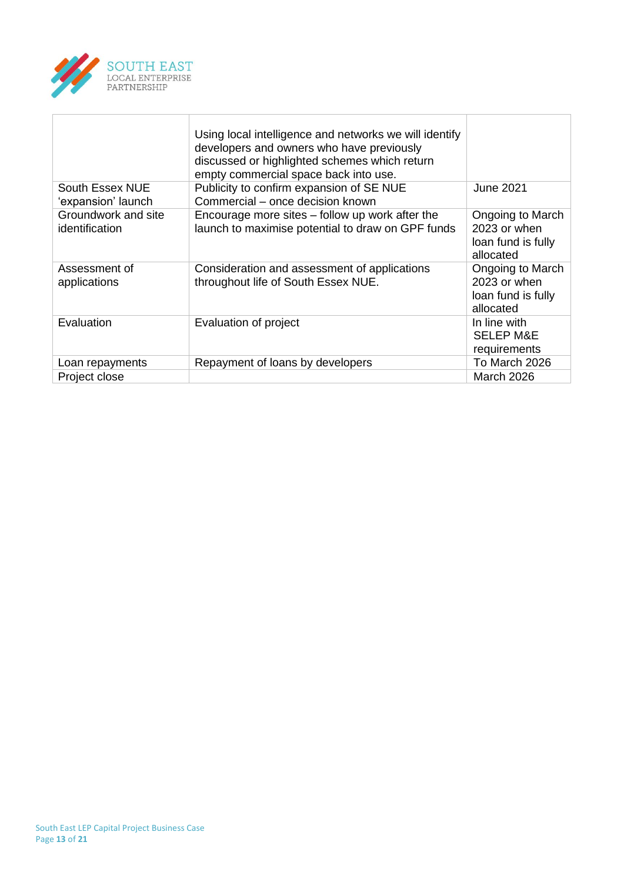| | | |
|---|---|---|
| | Using local intelligence and networks we will identify developers and owners who have previously discussed or highlighted schemes which return empty commercial space back into use. | |
| South Essex NUE 'expansion' launch | Publicity to confirm expansion of SE NUE Commercial – once decision known | June 2021 |
| Groundwork and site identification | Encourage more sites – follow up work after the launch to maximise potential to draw on GPF funds | Ongoing to March 2023 or when loan fund is fully allocated |
| Assessment of applications | Consideration and assessment of applications throughout life of South Essex NUE. | Ongoing to March 2023 or when loan fund is fully allocated |
| Evaluation | Evaluation of project | In line with SELEP M&E requirements |
| Loan repayments | Repayment of loans by developers | To March 2026 |
| Project close | | March 2026 |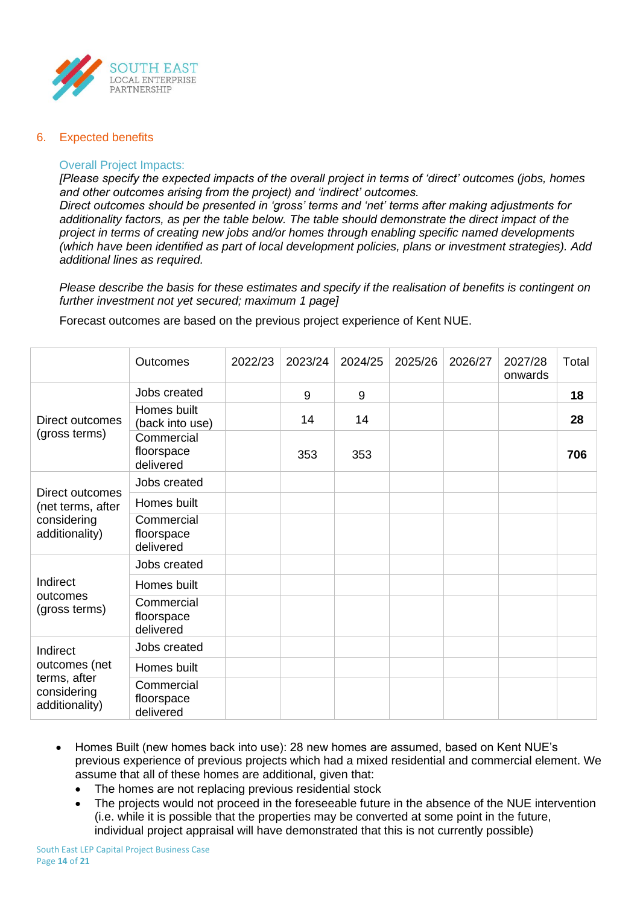## 6. Expected benefits

### Overall Project Impacts:

*[Please specify the expected impacts of the overall project in terms of 'direct' outcomes (jobs, homes and other outcomes arising from the project) and 'indirect' outcomes.*
*Direct outcomes should be presented in 'gross' terms and 'net' terms after making adjustments for additionality factors, as per the table below. The table should demonstrate the direct impact of the project in terms of creating new jobs and/or homes through enabling specific named developments (which have been identified as part of local development policies, plans or investment strategies). Add additional lines as required.*

*Please describe the basis for these estimates and specify if the realisation of benefits is contingent on further investment not yet secured; maximum 1 page]*

Forecast outcomes are based on the previous project experience of Kent NUE.

| | Outcomes | 2022/23 | 2023/24 | 2024/25 | 2025/26 | 2026/27 | 2027/28 onwards | Total |
|---|---|---|---|---|---|---|---|---|
| Direct outcomes (gross terms) | Jobs created | | 9 | 9 | | | | **18** |
| | Homes built (back into use) | | 14 | 14 | | | | **28** |
| | Commercial floorspace delivered | | 353 | 353 | | | | **706** |
| Direct outcomes (net terms, after considering additionality) | Jobs created | | | | | | | |
| | Homes built | | | | | | | |
| | Commercial floorspace delivered | | | | | | | |
| Indirect outcomes (gross terms) | Jobs created | | | | | | | |
| | Homes built | | | | | | | |
| | Commercial floorspace delivered | | | | | | | |
| Indirect outcomes (net terms, after considering additionality) | Jobs created | | | | | | | |
| | Homes built | | | | | | | |
| | Commercial floorspace delivered | | | | | | | |

- Homes Built (new homes back into use): 28 new homes are assumed, based on Kent NUE's previous experience of previous projects which had a mixed residential and commercial element. We assume that all of these homes are additional, given that:
  - The homes are not replacing previous residential stock
  - The projects would not proceed in the foreseeable future in the absence of the NUE intervention (i.e. while it is possible that the properties may be converted at some point in the future, individual project appraisal will have demonstrated that this is not currently possible)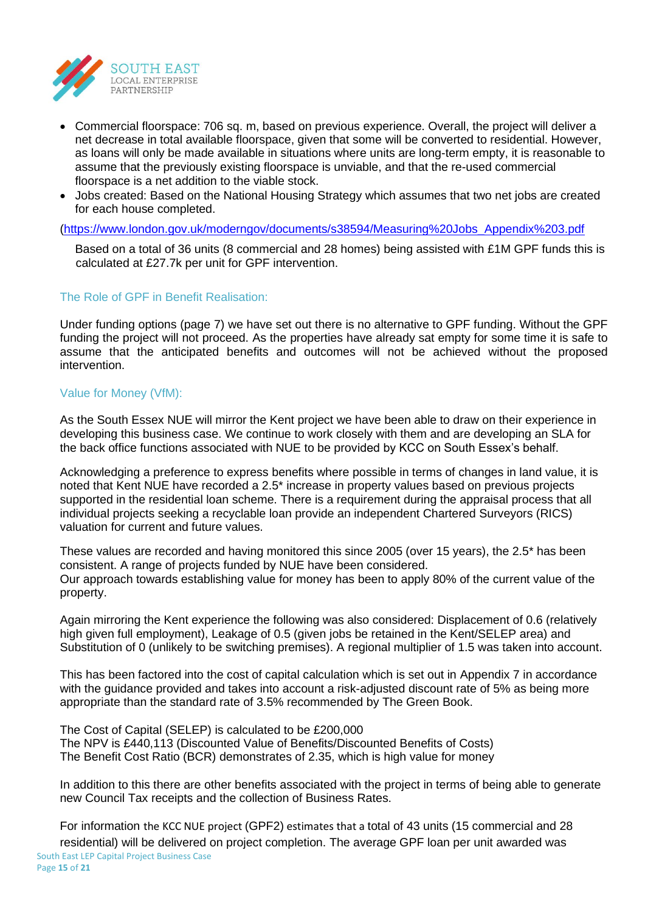- Commercial floorspace: 706 sq. m, based on previous experience. Overall, the project will deliver a net decrease in total available floorspace, given that some will be converted to residential. However, as loans will only be made available in situations where units are long-term empty, it is reasonable to assume that the previously existing floorspace is unviable, and that the re-used commercial floorspace is a net addition to the viable stock.
- Jobs created: Based on the National Housing Strategy which assumes that two net jobs are created for each house completed.

(https://www.london.gov.uk/moderngov/documents/s38594/Measuring%20Jobs_Appendix%203.pdf

Based on a total of 36 units (8 commercial and 28 homes) being assisted with £1M GPF funds this is calculated at £27.7k per unit for GPF intervention.

### The Role of GPF in Benefit Realisation:

Under funding options (page 7) we have set out there is no alternative to GPF funding. Without the GPF funding the project will not proceed. As the properties have already sat empty for some time it is safe to assume that the anticipated benefits and outcomes will not be achieved without the proposed intervention.

### Value for Money (VfM):

As the South Essex NUE will mirror the Kent project we have been able to draw on their experience in developing this business case. We continue to work closely with them and are developing an SLA for the back office functions associated with NUE to be provided by KCC on South Essex's behalf.

Acknowledging a preference to express benefits where possible in terms of changes in land value, it is noted that Kent NUE have recorded a 2.5* increase in property values based on previous projects supported in the residential loan scheme. There is a requirement during the appraisal process that all individual projects seeking a recyclable loan provide an independent Chartered Surveyors (RICS) valuation for current and future values.

These values are recorded and having monitored this since 2005 (over 15 years), the 2.5* has been consistent. A range of projects funded by NUE have been considered.
Our approach towards establishing value for money has been to apply 80% of the current value of the property.

Again mirroring the Kent experience the following was also considered: Displacement of 0.6 (relatively high given full employment), Leakage of 0.5 (given jobs be retained in the Kent/SELEP area) and Substitution of 0 (unlikely to be switching premises). A regional multiplier of 1.5 was taken into account.

This has been factored into the cost of capital calculation which is set out in Appendix 7 in accordance with the guidance provided and takes into account a risk-adjusted discount rate of 5% as being more appropriate than the standard rate of 3.5% recommended by The Green Book.

The Cost of Capital (SELEP) is calculated to be £200,000
The NPV is £440,113 (Discounted Value of Benefits/Discounted Benefits of Costs)
The Benefit Cost Ratio (BCR) demonstrates of 2.35, which is high value for money

In addition to this there are other benefits associated with the project in terms of being able to generate new Council Tax receipts and the collection of Business Rates.

For information the KCC NUE project (GPF2) estimates that a total of 43 units (15 commercial and 28 residential) will be delivered on project completion. The average GPF loan per unit awarded was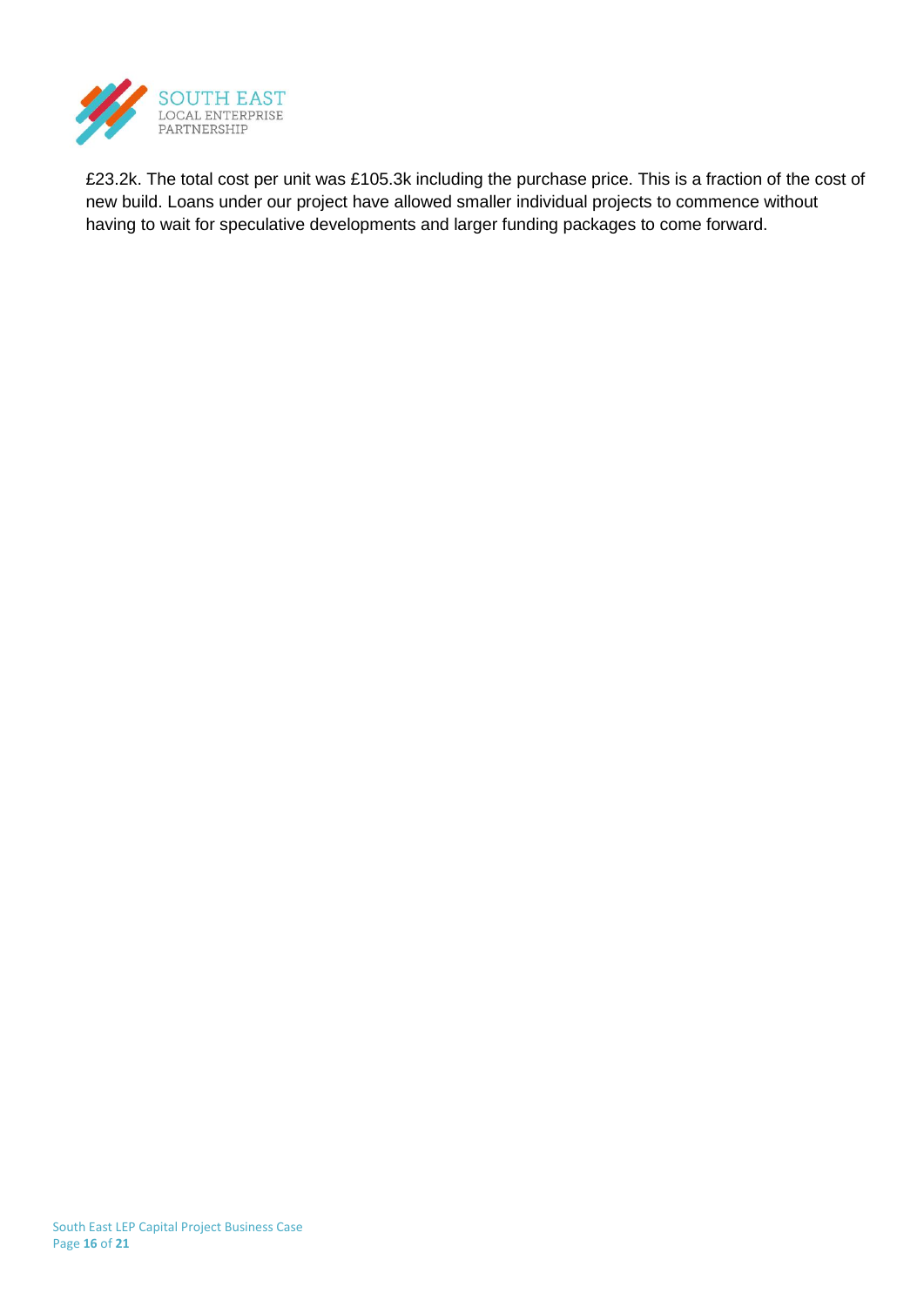£23.2k. The total cost per unit was £105.3k including the purchase price. This is a fraction of the cost of new build. Loans under our project have allowed smaller individual projects to commence without having to wait for speculative developments and larger funding packages to come forward.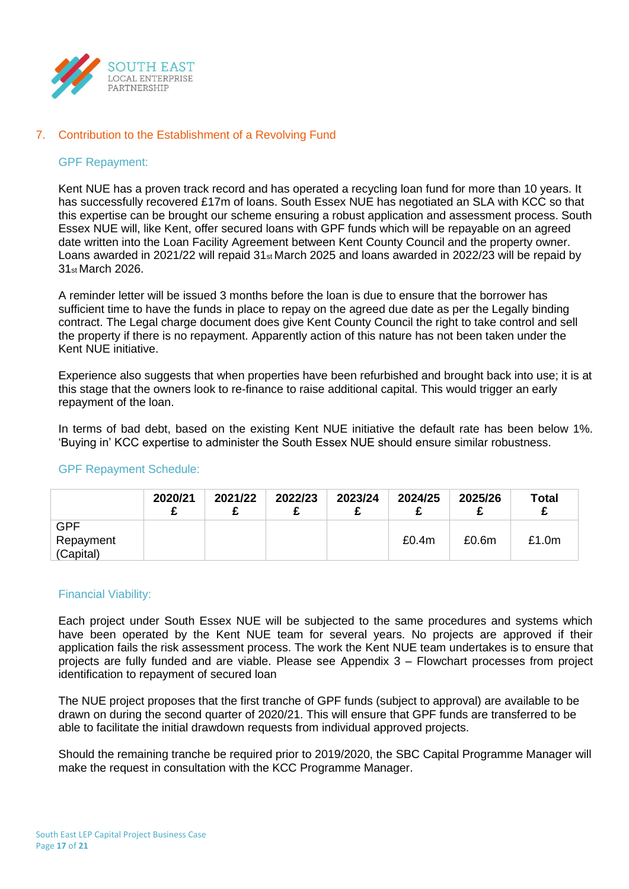## 7. Contribution to the Establishment of a Revolving Fund

### GPF Repayment:

Kent NUE has a proven track record and has operated a recycling loan fund for more than 10 years. It has successfully recovered £17m of loans. South Essex NUE has negotiated an SLA with KCC so that this expertise can be brought our scheme ensuring a robust application and assessment process. South Essex NUE will, like Kent, offer secured loans with GPF funds which will be repayable on an agreed date written into the Loan Facility Agreement between Kent County Council and the property owner. Loans awarded in 2021/22 will repaid 31st March 2025 and loans awarded in 2022/23 will be repaid by 31st March 2026.

A reminder letter will be issued 3 months before the loan is due to ensure that the borrower has sufficient time to have the funds in place to repay on the agreed due date as per the Legally binding contract. The Legal charge document does give Kent County Council the right to take control and sell the property if there is no repayment. Apparently action of this nature has not been taken under the Kent NUE initiative.

Experience also suggests that when properties have been refurbished and brought back into use; it is at this stage that the owners look to re-finance to raise additional capital. This would trigger an early repayment of the loan.

In terms of bad debt, based on the existing Kent NUE initiative the default rate has been below 1%. 'Buying in' KCC expertise to administer the South Essex NUE should ensure similar robustness.

### GPF Repayment Schedule:

| | 2020/21 £ | 2021/22 £ | 2022/23 £ | 2023/24 £ | 2024/25 £ | 2025/26 £ | Total £ |
|---|---|---|---|---|---|---|---|
| GPF Repayment (Capital) | | | | | £0.4m | £0.6m | £1.0m |

### Financial Viability:

Each project under South Essex NUE will be subjected to the same procedures and systems which have been operated by the Kent NUE team for several years. No projects are approved if their application fails the risk assessment process. The work the Kent NUE team undertakes is to ensure that projects are fully funded and are viable. Please see Appendix 3 – Flowchart processes from project identification to repayment of secured loan

The NUE project proposes that the first tranche of GPF funds (subject to approval) are available to be drawn on during the second quarter of 2020/21. This will ensure that GPF funds are transferred to be able to facilitate the initial drawdown requests from individual approved projects.

Should the remaining tranche be required prior to 2019/2020, the SBC Capital Programme Manager will make the request in consultation with the KCC Programme Manager.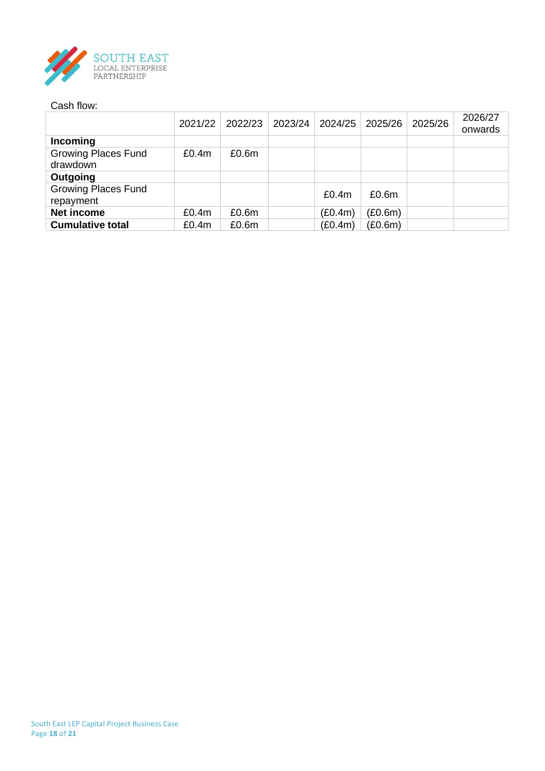Cash flow:

| | 2021/22 | 2022/23 | 2023/24 | 2024/25 | 2025/26 | 2025/26 | 2026/27 onwards |
|---|---|---|---|---|---|---|---|
| **Incoming** | | | | | | | |
| Growing Places Fund drawdown | £0.4m | £0.6m | | | | | |
| **Outgoing** | | | | | | | |
| Growing Places Fund repayment | | | | £0.4m | £0.6m | | |
| **Net income** | £0.4m | £0.6m | | (£0.4m) | (£0.6m) | | |
| **Cumulative total** | £0.4m | £0.6m | | (£0.4m) | (£0.6m) | | |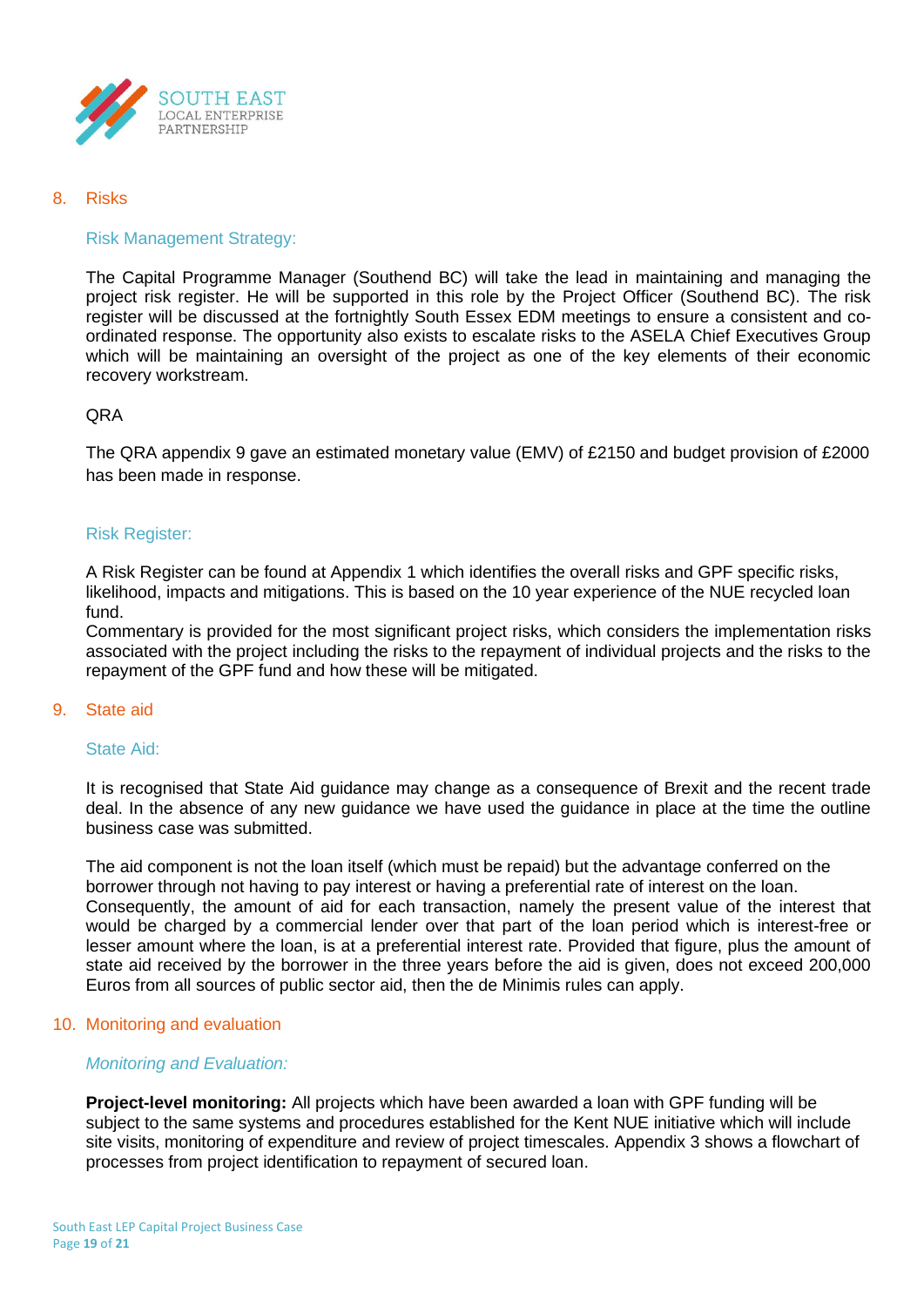## 8. Risks

### Risk Management Strategy:

The Capital Programme Manager (Southend BC) will take the lead in maintaining and managing the project risk register. He will be supported in this role by the Project Officer (Southend BC). The risk register will be discussed at the fortnightly South Essex EDM meetings to ensure a consistent and co-ordinated response. The opportunity also exists to escalate risks to the ASELA Chief Executives Group which will be maintaining an oversight of the project as one of the key elements of their economic recovery workstream.

QRA

The QRA appendix 9 gave an estimated monetary value (EMV) of £2150 and budget provision of £2000 has been made in response.

### Risk Register:

A Risk Register can be found at Appendix 1 which identifies the overall risks and GPF specific risks, likelihood, impacts and mitigations. This is based on the 10 year experience of the NUE recycled loan fund.

Commentary is provided for the most significant project risks, which considers the implementation risks associated with the project including the risks to the repayment of individual projects and the risks to the repayment of the GPF fund and how these will be mitigated.

## 9. State aid

### State Aid:

It is recognised that State Aid guidance may change as a consequence of Brexit and the recent trade deal. In the absence of any new guidance we have used the guidance in place at the time the outline business case was submitted.

The aid component is not the loan itself (which must be repaid) but the advantage conferred on the borrower through not having to pay interest or having a preferential rate of interest on the loan. Consequently, the amount of aid for each transaction, namely the present value of the interest that would be charged by a commercial lender over that part of the loan period which is interest-free or lesser amount where the loan, is at a preferential interest rate. Provided that figure, plus the amount of state aid received by the borrower in the three years before the aid is given, does not exceed 200,000 Euros from all sources of public sector aid, then the de Minimis rules can apply.

## 10. Monitoring and evaluation

### *Monitoring and Evaluation:*

**Project-level monitoring:** All projects which have been awarded a loan with GPF funding will be subject to the same systems and procedures established for the Kent NUE initiative which will include site visits, monitoring of expenditure and review of project timescales. Appendix 3 shows a flowchart of processes from project identification to repayment of secured loan.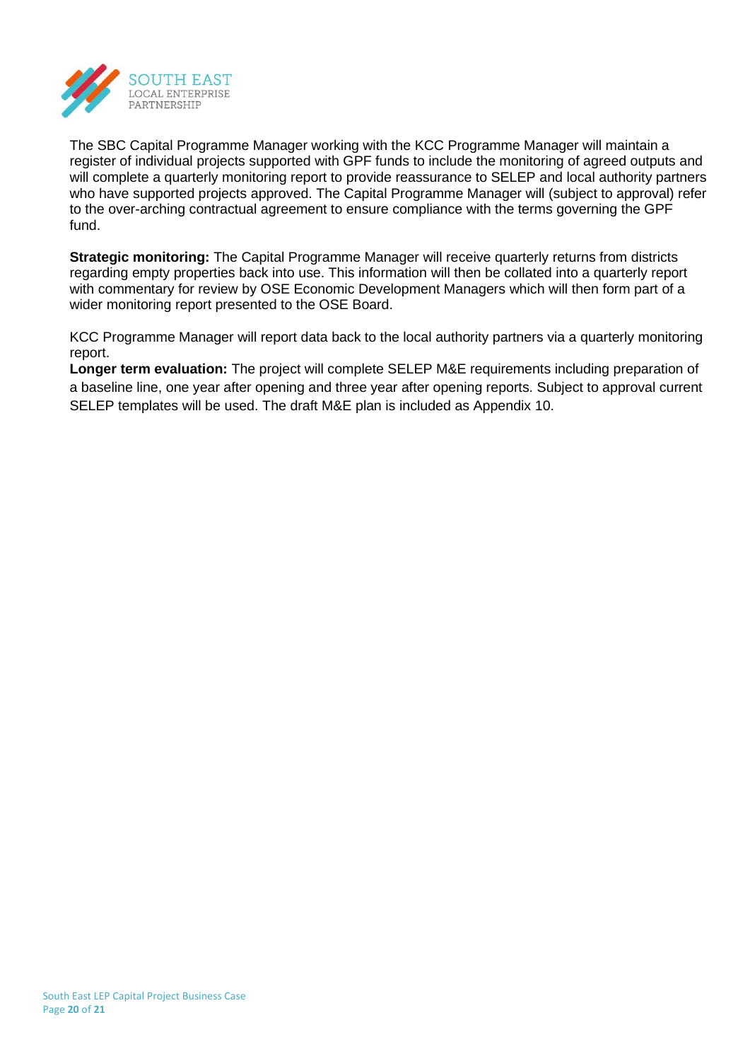The SBC Capital Programme Manager working with the KCC Programme Manager will maintain a register of individual projects supported with GPF funds to include the monitoring of agreed outputs and will complete a quarterly monitoring report to provide reassurance to SELEP and local authority partners who have supported projects approved. The Capital Programme Manager will (subject to approval) refer to the over-arching contractual agreement to ensure compliance with the terms governing the GPF fund.

**Strategic monitoring:** The Capital Programme Manager will receive quarterly returns from districts regarding empty properties back into use. This information will then be collated into a quarterly report with commentary for review by OSE Economic Development Managers which will then form part of a wider monitoring report presented to the OSE Board.

KCC Programme Manager will report data back to the local authority partners via a quarterly monitoring report.

**Longer term evaluation:** The project will complete SELEP M&E requirements including preparation of a baseline line, one year after opening and three year after opening reports. Subject to approval current SELEP templates will be used. The draft M&E plan is included as Appendix 10.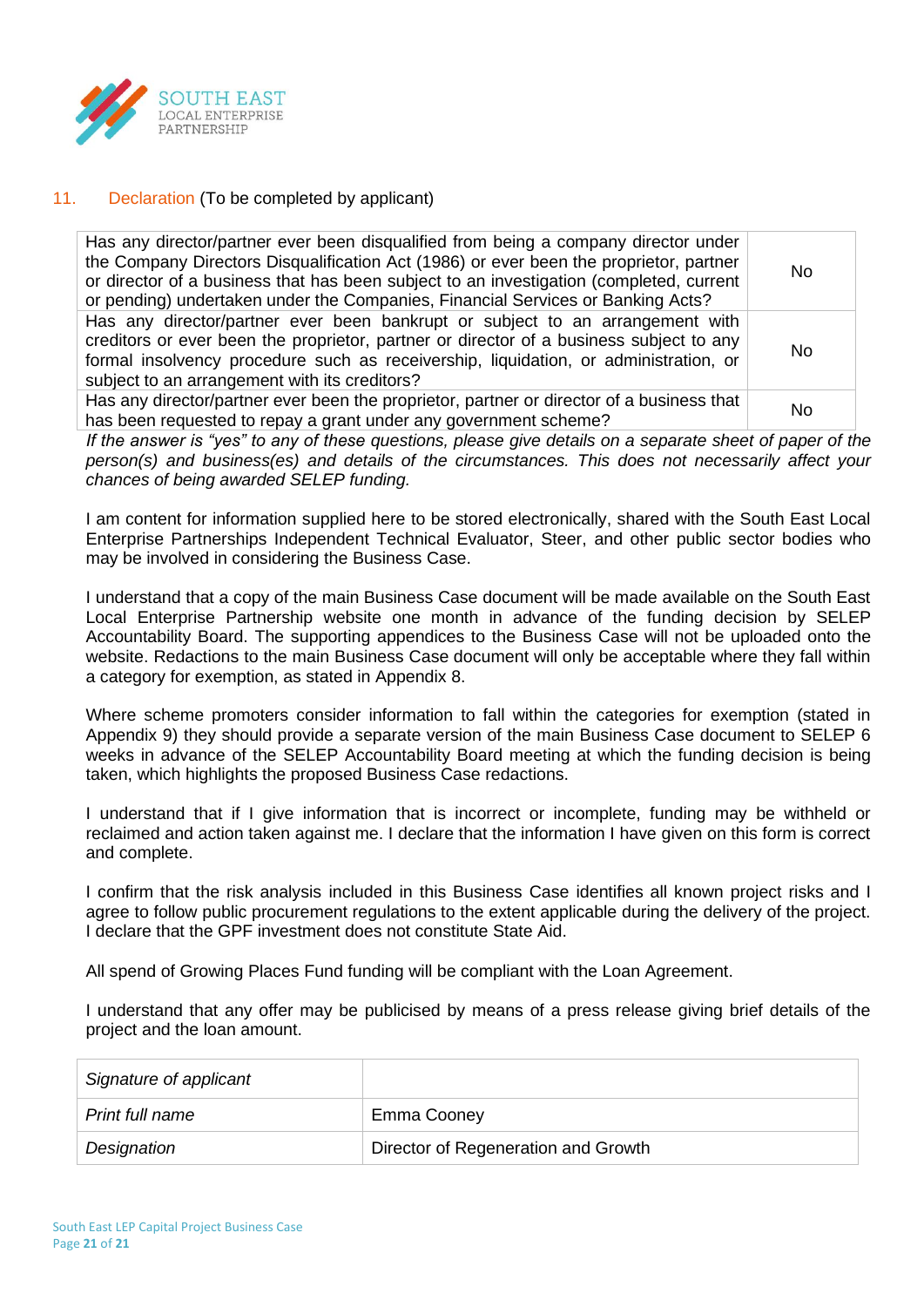## 11. Declaration (To be completed by applicant)

| | |
|---|---|
| Has any director/partner ever been disqualified from being a company director under the Company Directors Disqualification Act (1986) or ever been the proprietor, partner or director of a business that has been subject to an investigation (completed, current or pending) undertaken under the Companies, Financial Services or Banking Acts? | No |
| Has any director/partner ever been bankrupt or subject to an arrangement with creditors or ever been the proprietor, partner or director of a business subject to any formal insolvency procedure such as receivership, liquidation, or administration, or subject to an arrangement with its creditors? | No |
| Has any director/partner ever been the proprietor, partner or director of a business that has been requested to repay a grant under any government scheme? | No |

*If the answer is "yes" to any of these questions, please give details on a separate sheet of paper of the person(s) and business(es) and details of the circumstances. This does not necessarily affect your chances of being awarded SELEP funding.*

I am content for information supplied here to be stored electronically, shared with the South East Local Enterprise Partnerships Independent Technical Evaluator, Steer, and other public sector bodies who may be involved in considering the Business Case.

I understand that a copy of the main Business Case document will be made available on the South East Local Enterprise Partnership website one month in advance of the funding decision by SELEP Accountability Board. The supporting appendices to the Business Case will not be uploaded onto the website. Redactions to the main Business Case document will only be acceptable where they fall within a category for exemption, as stated in Appendix 8.

Where scheme promoters consider information to fall within the categories for exemption (stated in Appendix 9) they should provide a separate version of the main Business Case document to SELEP 6 weeks in advance of the SELEP Accountability Board meeting at which the funding decision is being taken, which highlights the proposed Business Case redactions.

I understand that if I give information that is incorrect or incomplete, funding may be withheld or reclaimed and action taken against me. I declare that the information I have given on this form is correct and complete.

I confirm that the risk analysis included in this Business Case identifies all known project risks and I agree to follow public procurement regulations to the extent applicable during the delivery of the project. I declare that the GPF investment does not constitute State Aid.

All spend of Growing Places Fund funding will be compliant with the Loan Agreement.

I understand that any offer may be publicised by means of a press release giving brief details of the project and the loan amount.

| | |
|---|---|
| *Signature of applicant* | |
| *Print full name* | Emma Cooney |
| *Designation* | Director of Regeneration and Growth |